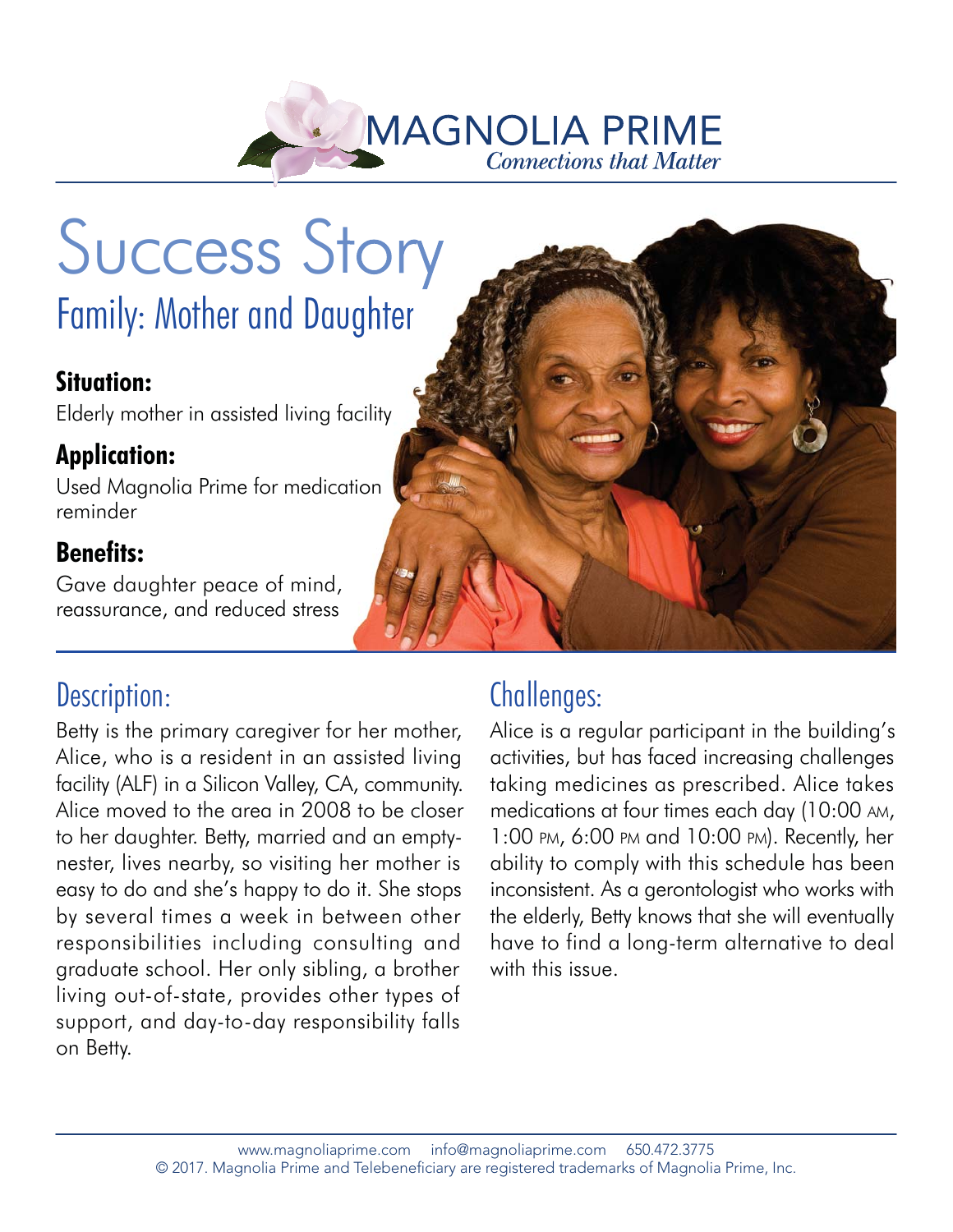MAGNOLIA PRIME

*Connections that Matter*

# Success Story

## Family: Mother and Daughter

**Situation:**

Elderly mother in assisted living facility

**Application:**

Used Magnolia Prime for medication reminder

**Benefits:**

Gave daughter peace of mind, reassurance, and reduced stress

## Description:

Betty is the primary caregiver for her mother, Alice, who is a resident in an assisted living facility (ALF) in a Silicon Valley, CA, community. Alice moved to the area in 2008 to be closer to her daughter. Betty, married and an empty-nester, lives nearby, so visiting her mother is easy to do and she's happy to do it. She stops by several times a week in between other responsibilities including consulting and graduate school. Her only sibling, a brother living out-of-state, provides other types of support, and day-to-day responsibility falls on Betty.

## Challenges:

Alice is a regular participant in the building's activities, but has faced increasing challenges taking medicines as prescribed. Alice takes medications at four times each day (10:00 AM, 1:00 PM, 6:00 PM and 10:00 PM). Recently, her ability to comply with this schedule has been inconsistent. As a gerontologist who works with the elderly, Betty knows that she will eventually have to find a long-term alternative to deal with this issue.

www.magnoliaprime.com info@magnoliaprime.com 650.472.3775

© 2017. Magnolia Prime and Telebeneficiary are registered trademarks of Magnolia Prime, Inc.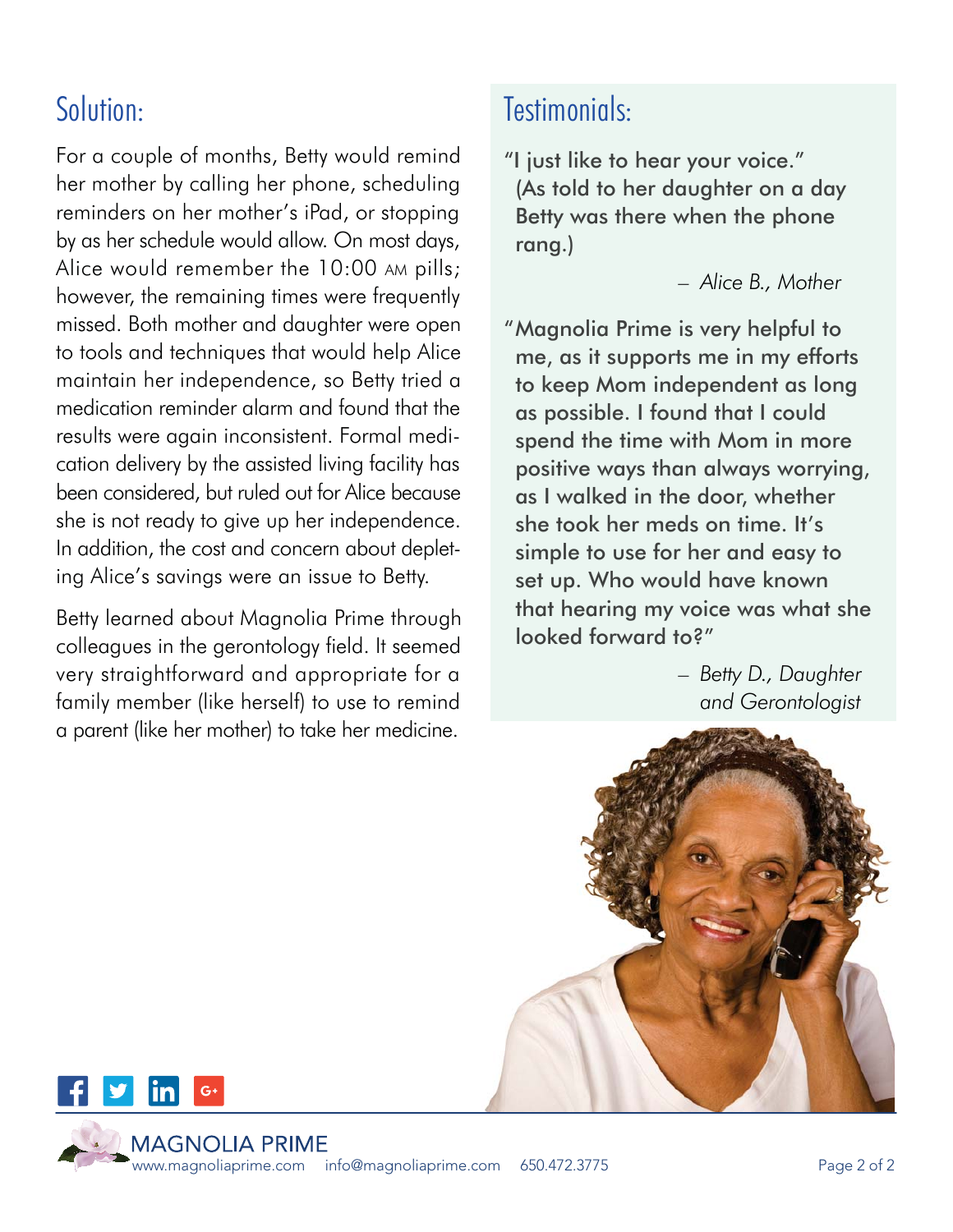## Solution:

For a couple of months, Betty would remind her mother by calling her phone, scheduling reminders on her mother's iPad, or stopping by as her schedule would allow. On most days, Alice would remember the 10:00 AM pills; however, the remaining times were frequently missed. Both mother and daughter were open to tools and techniques that would help Alice maintain her independence, so Betty tried a medication reminder alarm and found that the results were again inconsistent. Formal medication delivery by the assisted living facility has been considered, but ruled out for Alice because she is not ready to give up her independence. In addition, the cost and concern about depleting Alice's savings were an issue to Betty.

Betty learned about Magnolia Prime through colleagues in the gerontology field. It seemed very straightforward and appropriate for a family member (like herself) to use to remind a parent (like her mother) to take her medicine.

## Testimonials:

"I just like to hear your voice." (As told to her daughter on a day Betty was there when the phone rang.)

– *Alice B., Mother*

"Magnolia Prime is very helpful to me, as it supports me in my efforts to keep Mom independent as long as possible. I found that I could spend the time with Mom in more positive ways than always worrying, as I walked in the door, whether she took her meds on time. It's simple to use for her and easy to set up. Who would have known that hearing my voice was what she looked forward to?"

– *Betty D., Daughter and Gerontologist*

MAGNOLIA PRIME
www.magnoliaprime.com info@magnoliaprime.com 650.472.3775